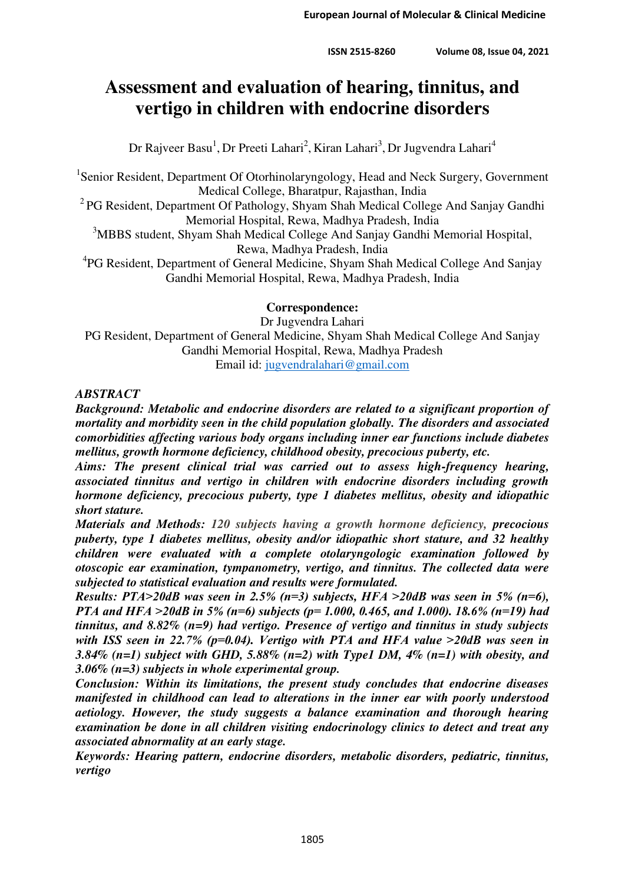# Assessment and evaluation of hearing, tinnitus, and vertigo in children with endocrine disorders

Dr Rajveer Basu[1], Dr Preeti Lahari[2], Kiran Lahari[3], Dr Jugvendra Lahari[4]

[1]Senior Resident, Department Of Otorhinolaryngology, Head and Neck Surgery, Government Medical College, Bharatpur, Rajasthan, India

[2] PG Resident, Department Of Pathology, Shyam Shah Medical College And Sanjay Gandhi Memorial Hospital, Rewa, Madhya Pradesh, India

[3]MBBS student, Shyam Shah Medical College And Sanjay Gandhi Memorial Hospital, Rewa, Madhya Pradesh, India

[4]PG Resident, Department of General Medicine, Shyam Shah Medical College And Sanjay Gandhi Memorial Hospital, Rewa, Madhya Pradesh, India

**Correspondence:**

Dr Jugvendra Lahari

PG Resident, Department of General Medicine, Shyam Shah Medical College And Sanjay Gandhi Memorial Hospital, Rewa, Madhya Pradesh

Email id: jugvendralahari@gmail.com

***ABSTRACT***

***Background: Metabolic and endocrine disorders are related to a significant proportion of mortality and morbidity seen in the child population globally. The disorders and associated comorbidities affecting various body organs including inner ear functions include diabetes mellitus, growth hormone deficiency, childhood obesity, precocious puberty, etc.***

***Aims: The present clinical trial was carried out to assess high-frequency hearing, associated tinnitus and vertigo in children with endocrine disorders including growth hormone deficiency, precocious puberty, type 1 diabetes mellitus, obesity and idiopathic short stature.***

***Materials and Methods: 120 subjects having a growth hormone deficiency, precocious puberty, type 1 diabetes mellitus, obesity and/or idiopathic short stature, and 32 healthy children were evaluated with a complete otolaryngologic examination followed by otoscopic ear examination, tympanometry, vertigo, and tinnitus. The collected data were subjected to statistical evaluation and results were formulated.***

***Results: PTA>20dB was seen in 2.5% (n=3) subjects, HFA >20dB was seen in 5% (n=6), PTA and HFA >20dB in 5% (n=6) subjects (p= 1.000, 0.465, and 1.000). 18.6% (n=19) had tinnitus, and 8.82% (n=9) had vertigo. Presence of vertigo and tinnitus in study subjects with ISS seen in 22.7% (p=0.04). Vertigo with PTA and HFA value >20dB was seen in 3.84% (n=1) subject with GHD, 5.88% (n=2) with Type1 DM, 4% (n=1) with obesity, and 3.06% (n=3) subjects in whole experimental group.***

***Conclusion: Within its limitations, the present study concludes that endocrine diseases manifested in childhood can lead to alterations in the inner ear with poorly understood aetiology. However, the study suggests a balance examination and thorough hearing examination be done in all children visiting endocrinology clinics to detect and treat any associated abnormality at an early stage.***

***Keywords: Hearing pattern, endocrine disorders, metabolic disorders, pediatric, tinnitus, vertigo***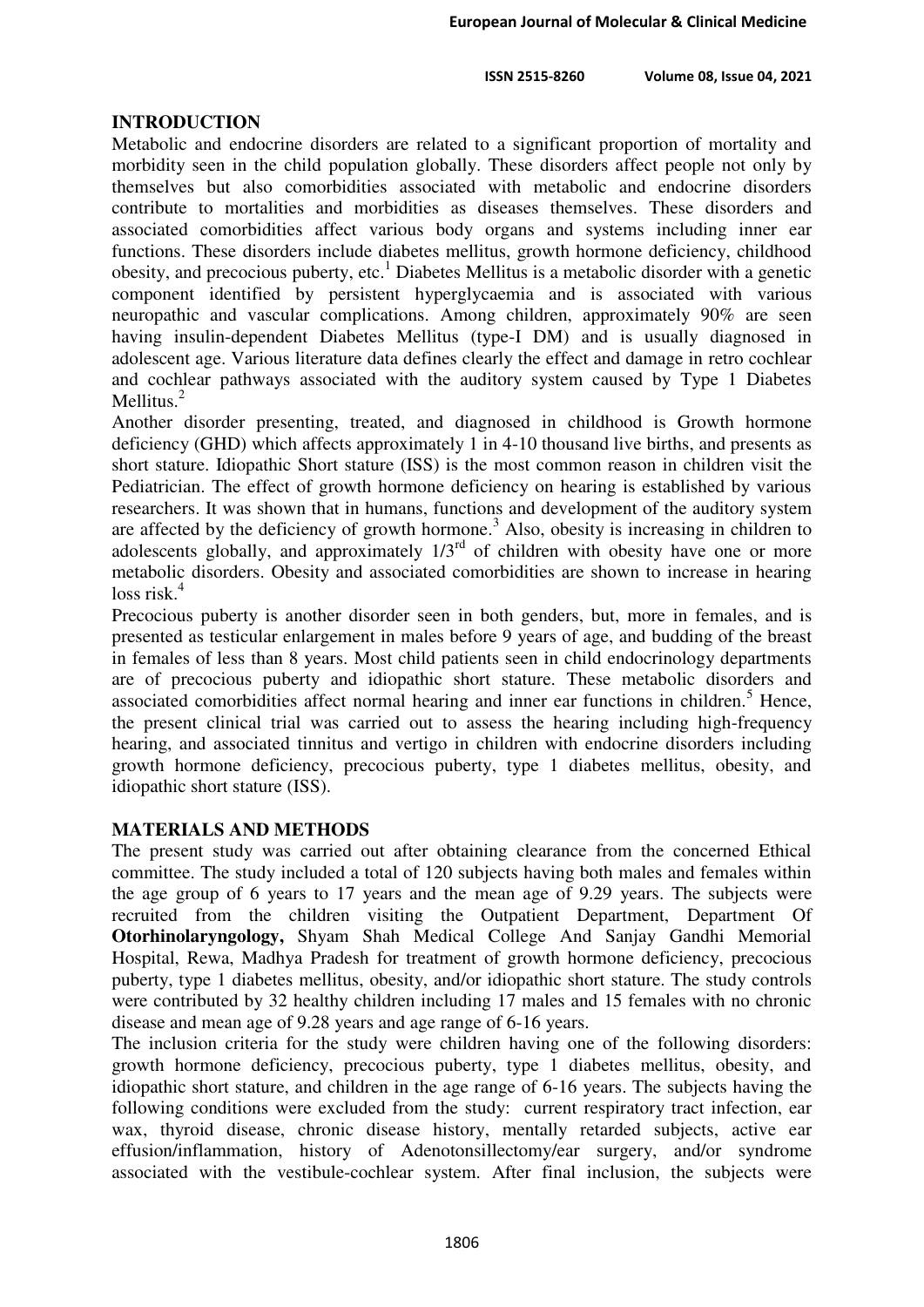## INTRODUCTION

Metabolic and endocrine disorders are related to a significant proportion of mortality and morbidity seen in the child population globally. These disorders affect people not only by themselves but also comorbidities associated with metabolic and endocrine disorders contribute to mortalities and morbidities as diseases themselves. These disorders and associated comorbidities affect various body organs and systems including inner ear functions. These disorders include diabetes mellitus, growth hormone deficiency, childhood obesity, and precocious puberty, etc.[1] Diabetes Mellitus is a metabolic disorder with a genetic component identified by persistent hyperglycaemia and is associated with various neuropathic and vascular complications. Among children, approximately 90% are seen having insulin-dependent Diabetes Mellitus (type-I DM) and is usually diagnosed in adolescent age. Various literature data defines clearly the effect and damage in retro cochlear and cochlear pathways associated with the auditory system caused by Type 1 Diabetes Mellitus.[2]

Another disorder presenting, treated, and diagnosed in childhood is Growth hormone deficiency (GHD) which affects approximately 1 in 4-10 thousand live births, and presents as short stature. Idiopathic Short stature (ISS) is the most common reason in children visit the Pediatrician. The effect of growth hormone deficiency on hearing is established by various researchers. It was shown that in humans, functions and development of the auditory system are affected by the deficiency of growth hormone.[3] Also, obesity is increasing in children to adolescents globally, and approximately 1/3$^{rd}$ of children with obesity have one or more metabolic disorders. Obesity and associated comorbidities are shown to increase in hearing loss risk.[4]

Precocious puberty is another disorder seen in both genders, but, more in females, and is presented as testicular enlargement in males before 9 years of age, and budding of the breast in females of less than 8 years. Most child patients seen in child endocrinology departments are of precocious puberty and idiopathic short stature. These metabolic disorders and associated comorbidities affect normal hearing and inner ear functions in children.[5] Hence, the present clinical trial was carried out to assess the hearing including high-frequency hearing, and associated tinnitus and vertigo in children with endocrine disorders including growth hormone deficiency, precocious puberty, type 1 diabetes mellitus, obesity, and idiopathic short stature (ISS).

## MATERIALS AND METHODS

The present study was carried out after obtaining clearance from the concerned Ethical committee. The study included a total of 120 subjects having both males and females within the age group of 6 years to 17 years and the mean age of 9.29 years. The subjects were recruited from the children visiting the Outpatient Department, Department Of **Otorhinolaryngology,** Shyam Shah Medical College And Sanjay Gandhi Memorial Hospital, Rewa, Madhya Pradesh for treatment of growth hormone deficiency, precocious puberty, type 1 diabetes mellitus, obesity, and/or idiopathic short stature. The study controls were contributed by 32 healthy children including 17 males and 15 females with no chronic disease and mean age of 9.28 years and age range of 6-16 years.

The inclusion criteria for the study were children having one of the following disorders: growth hormone deficiency, precocious puberty, type 1 diabetes mellitus, obesity, and idiopathic short stature, and children in the age range of 6-16 years. The subjects having the following conditions were excluded from the study: current respiratory tract infection, ear wax, thyroid disease, chronic disease history, mentally retarded subjects, active ear effusion/inflammation, history of Adenotonsillectomy/ear surgery, and/or syndrome associated with the vestibule-cochlear system. After final inclusion, the subjects were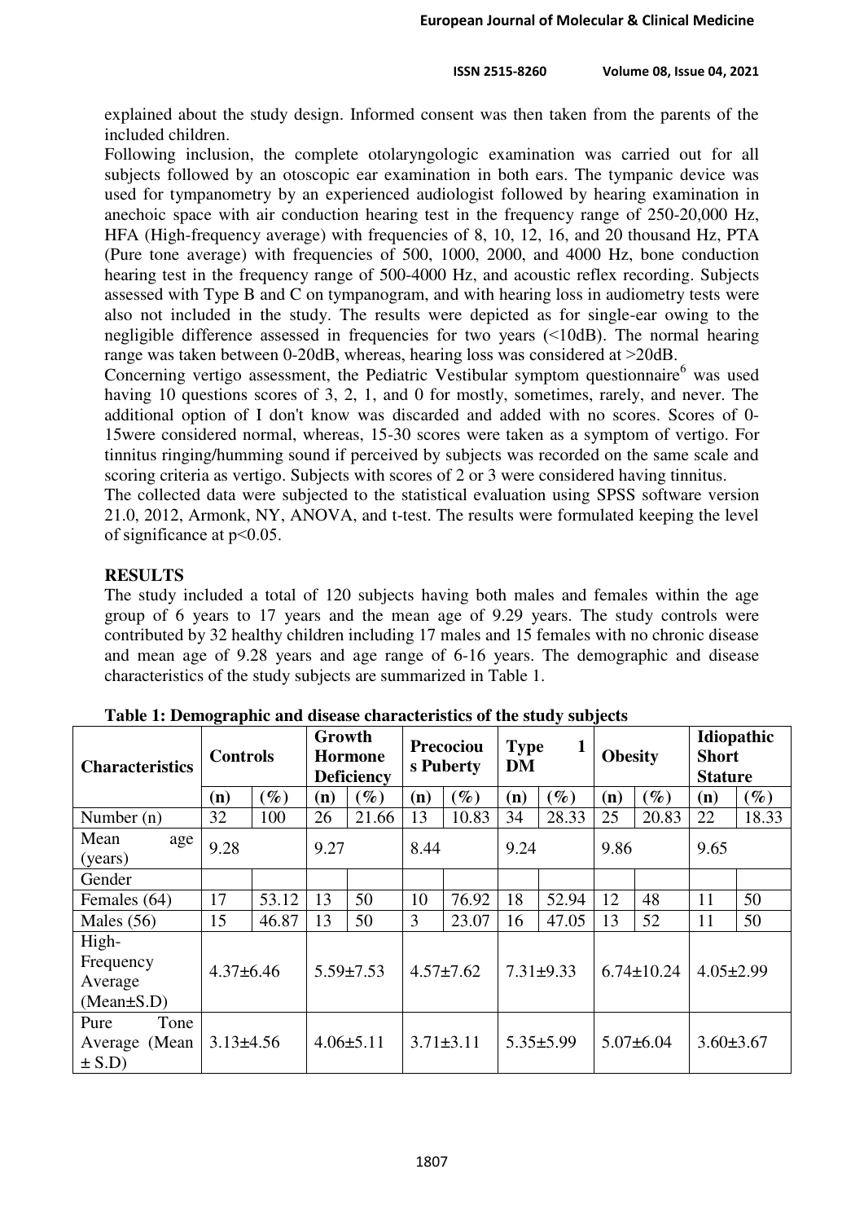explained about the study design. Informed consent was then taken from the parents of the included children.

Following inclusion, the complete otolaryngologic examination was carried out for all subjects followed by an otoscopic ear examination in both ears. The tympanic device was used for tympanometry by an experienced audiologist followed by hearing examination in anechoic space with air conduction hearing test in the frequency range of 250-20,000 Hz, HFA (High-frequency average) with frequencies of 8, 10, 12, 16, and 20 thousand Hz, PTA (Pure tone average) with frequencies of 500, 1000, 2000, and 4000 Hz, bone conduction hearing test in the frequency range of 500-4000 Hz, and acoustic reflex recording. Subjects assessed with Type B and C on tympanogram, and with hearing loss in audiometry tests were also not included in the study. The results were depicted as for single-ear owing to the negligible difference assessed in frequencies for two years (<10dB). The normal hearing range was taken between 0-20dB, whereas, hearing loss was considered at >20dB.

Concerning vertigo assessment, the Pediatric Vestibular symptom questionnaire[6] was used having 10 questions scores of 3, 2, 1, and 0 for mostly, sometimes, rarely, and never. The additional option of I don't know was discarded and added with no scores. Scores of 0-15were considered normal, whereas, 15-30 scores were taken as a symptom of vertigo. For tinnitus ringing/humming sound if perceived by subjects was recorded on the same scale and scoring criteria as vertigo. Subjects with scores of 2 or 3 were considered having tinnitus.

The collected data were subjected to the statistical evaluation using SPSS software version 21.0, 2012, Armonk, NY, ANOVA, and t-test. The results were formulated keeping the level of significance at p<0.05.

## RESULTS

The study included a total of 120 subjects having both males and females within the age group of 6 years to 17 years and the mean age of 9.29 years. The study controls were contributed by 32 healthy children including 17 males and 15 females with no chronic disease and mean age of 9.28 years and age range of 6-16 years. The demographic and disease characteristics of the study subjects are summarized in Table 1.

**Table 1: Demographic and disease characteristics of the study subjects**

| Characteristics | Controls | | Growth Hormone Deficiency | | Precocious Puberty | | Type 1 DM | | Obesity | | Idiopathic Short Stature | |
|---|---|---|---|---|---|---|---|---|---|---|---|---|
| | (n) | (%) | (n) | (%) | (n) | (%) | (n) | (%) | (n) | (%) | (n) | (%) |
| Number (n) | 32 | 100 | 26 | 21.66 | 13 | 10.83 | 34 | 28.33 | 25 | 20.83 | 22 | 18.33 |
| Mean age (years) | 9.28 | | 9.27 | | 8.44 | | 9.24 | | 9.86 | | 9.65 | |
| Gender | | | | | | | | | | | | |
| Females (64) | 17 | 53.12 | 13 | 50 | 10 | 76.92 | 18 | 52.94 | 12 | 48 | 11 | 50 |
| Males (56) | 15 | 46.87 | 13 | 50 | 3 | 23.07 | 16 | 47.05 | 13 | 52 | 11 | 50 |
| High-Frequency Average (Mean±S.D) | 4.37±6.46 | | 5.59±7.53 | | 4.57±7.62 | | 7.31±9.33 | | 6.74±10.24 | | 4.05±2.99 | |
| Pure Tone Average (Mean ± S.D) | 3.13±4.56 | | 4.06±5.11 | | 3.71±3.11 | | 5.35±5.99 | | 5.07±6.04 | | 3.60±3.67 | |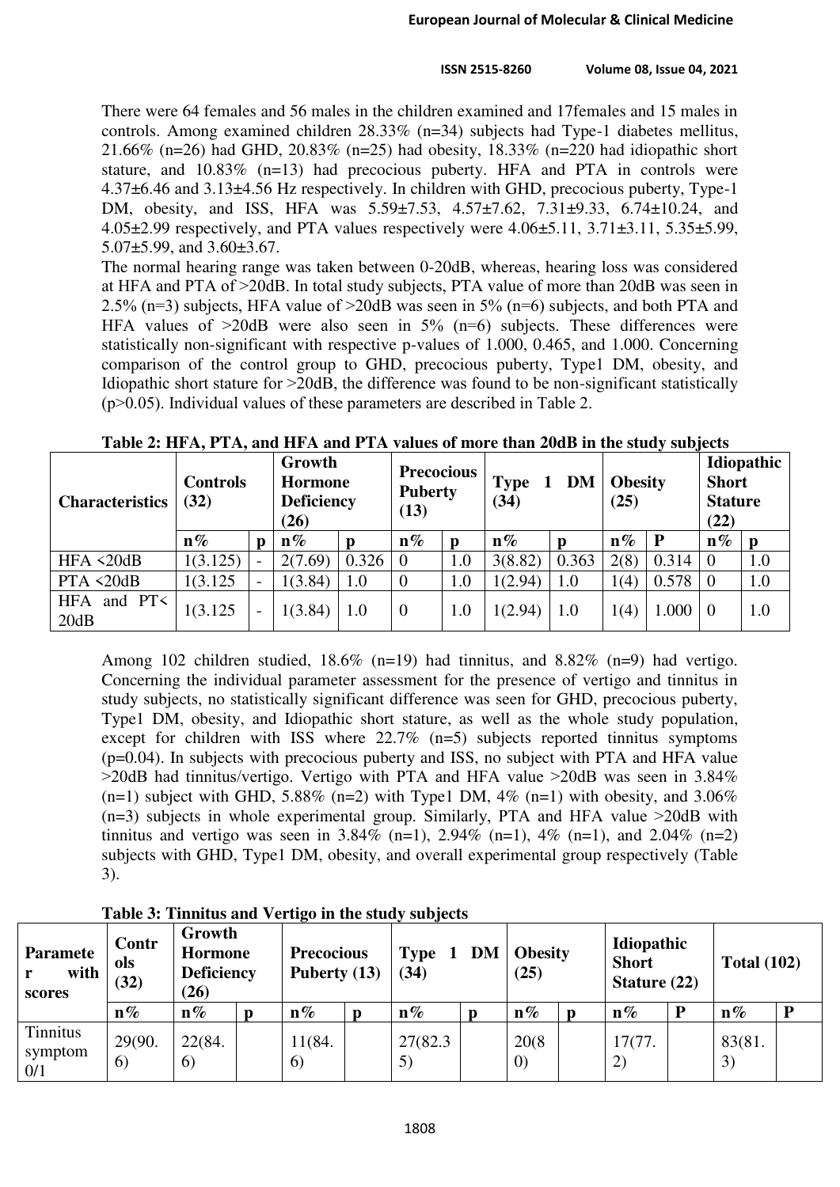There were 64 females and 56 males in the children examined and 17females and 15 males in controls. Among examined children 28.33% (n=34) subjects had Type-1 diabetes mellitus, 21.66% (n=26) had GHD, 20.83% (n=25) had obesity, 18.33% (n=220 had idiopathic short stature, and 10.83% (n=13) had precocious puberty. HFA and PTA in controls were 4.37±6.46 and 3.13±4.56 Hz respectively. In children with GHD, precocious puberty, Type-1 DM, obesity, and ISS, HFA was 5.59±7.53, 4.57±7.62, 7.31±9.33, 6.74±10.24, and 4.05±2.99 respectively, and PTA values respectively were 4.06±5.11, 3.71±3.11, 5.35±5.99, 5.07±5.99, and 3.60±3.67.

The normal hearing range was taken between 0-20dB, whereas, hearing loss was considered at HFA and PTA of >20dB. In total study subjects, PTA value of more than 20dB was seen in 2.5% (n=3) subjects, HFA value of >20dB was seen in 5% (n=6) subjects, and both PTA and HFA values of >20dB were also seen in 5% (n=6) subjects. These differences were statistically non-significant with respective p-values of 1.000, 0.465, and 1.000. Concerning comparison of the control group to GHD, precocious puberty, Type1 DM, obesity, and Idiopathic short stature for >20dB, the difference was found to be non-significant statistically (p>0.05). Individual values of these parameters are described in Table 2.

**Table 2: HFA, PTA, and HFA and PTA values of more than 20dB in the study subjects**

| Characteristics | Controls (32) | | Growth Hormone Deficiency (26) | | Precocious Puberty (13) | | Type 1 DM (34) | | Obesity (25) | | Idiopathic Short Stature (22) | |
|---|---|---|---|---|---|---|---|---|---|---|---|---|
| | n% | p | n% | p | n% | p | n% | p | n% | P | n% | p |
| HFA <20dB | 1(3.125) | - | 2(7.69) | 0.326 | 0 | 1.0 | 3(8.82) | 0.363 | 2(8) | 0.314 | 0 | 1.0 |
| PTA <20dB | 1(3.125 | - | 1(3.84) | 1.0 | 0 | 1.0 | 1(2.94) | 1.0 | 1(4) | 0.578 | 0 | 1.0 |
| HFA and PT< 20dB | 1(3.125 | - | 1(3.84) | 1.0 | 0 | 1.0 | 1(2.94) | 1.0 | 1(4) | 1.000 | 0 | 1.0 |

Among 102 children studied, 18.6% (n=19) had tinnitus, and 8.82% (n=9) had vertigo. Concerning the individual parameter assessment for the presence of vertigo and tinnitus in study subjects, no statistically significant difference was seen for GHD, precocious puberty, Type1 DM, obesity, and Idiopathic short stature, as well as the whole study population, except for children with ISS where 22.7% (n=5) subjects reported tinnitus symptoms (p=0.04). In subjects with precocious puberty and ISS, no subject with PTA and HFA value >20dB had tinnitus/vertigo. Vertigo with PTA and HFA value >20dB was seen in 3.84% (n=1) subject with GHD, 5.88% (n=2) with Type1 DM, 4% (n=1) with obesity, and 3.06% (n=3) subjects in whole experimental group. Similarly, PTA and HFA value >20dB with tinnitus and vertigo was seen in 3.84% (n=1), 2.94% (n=1), 4% (n=1), and 2.04% (n=2) subjects with GHD, Type1 DM, obesity, and overall experimental group respectively (Table 3).

**Table 3: Tinnitus and Vertigo in the study subjects**

| Parameter with scores | Controls (32) | Growth Hormone Deficiency (26) | | Precocious Puberty (13) | | Type 1 DM (34) | | Obesity (25) | | Idiopathic Short Stature (22) | | Total (102) | |
|---|---|---|---|---|---|---|---|---|---|---|---|---|---|
| | n% | n% | p | n% | p | n% | p | n% | p | n% | P | n% | P |
| Tinnitus symptom 0/1 | 29(90.6) | 22(84.6) | | 11(84.6) | | 27(82.35) | | 20(80) | | 17(77.2) | | 83(81.3) | |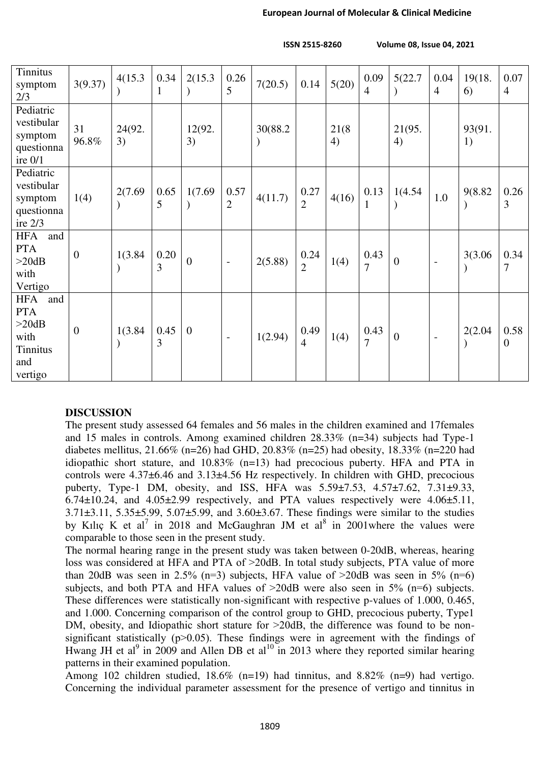| Tinnitus symptom 2/3 | 3(9.37) | 4(15.3) | 0.341 | 2(15.3) | 0.265 | 7(20.5) | 0.14 | 5(20) | 0.094 | 5(22.7) | 0.044 | 19(18.6) | 0.074 |
|---|---|---|---|---|---|---|---|---|---|---|---|---|---|
| Pediatric vestibular symptom questionnaire 0/1 | 31 96.8% | 24(92.3) | | 12(92.3) | | 30(88.2) | | 21(84) | | 21(95.4) | | 93(91.1) | |
| Pediatric vestibular symptom questionnaire 2/3 | 1(4) | 2(7.69) | 0.655 | 1(7.69) | 0.572 | 4(11.7) | 0.272 | 4(16) | 0.131 | 1(4.54) | 1.0 | 9(8.82) | 0.263 |
| HFA and PTA >20dB with Vertigo | 0 | 1(3.84) | 0.203 | 0 | - | 2(5.88) | 0.242 | 1(4) | 0.437 | 0 | - | 3(3.06) | 0.347 |
| HFA and PTA >20dB with Tinnitus and vertigo | 0 | 1(3.84) | 0.453 | 0 | - | 1(2.94) | 0.494 | 1(4) | 0.437 | 0 | - | 2(2.04) | 0.580 |

## DISCUSSION

The present study assessed 64 females and 56 males in the children examined and 17females and 15 males in controls. Among examined children 28.33% (n=34) subjects had Type-1 diabetes mellitus, 21.66% (n=26) had GHD, 20.83% (n=25) had obesity, 18.33% (n=220 had idiopathic short stature, and 10.83% (n=13) had precocious puberty. HFA and PTA in controls were 4.37±6.46 and 3.13±4.56 Hz respectively. In children with GHD, precocious puberty, Type-1 DM, obesity, and ISS, HFA was 5.59±7.53, 4.57±7.62, 7.31±9.33, 6.74±10.24, and 4.05±2.99 respectively, and PTA values respectively were 4.06±5.11, 3.71±3.11, 5.35±5.99, 5.07±5.99, and 3.60±3.67. These findings were similar to the studies by Kılıç K et al[7] in 2018 and McGaughran JM et al[8] in 2001where the values were comparable to those seen in the present study.

The normal hearing range in the present study was taken between 0-20dB, whereas, hearing loss was considered at HFA and PTA of >20dB. In total study subjects, PTA value of more than 20dB was seen in 2.5% (n=3) subjects, HFA value of >20dB was seen in 5% (n=6) subjects, and both PTA and HFA values of >20dB were also seen in 5% (n=6) subjects. These differences were statistically non-significant with respective p-values of 1.000, 0.465, and 1.000. Concerning comparison of the control group to GHD, precocious puberty, Type1 DM, obesity, and Idiopathic short stature for >20dB, the difference was found to be non-significant statistically (p>0.05). These findings were in agreement with the findings of Hwang JH et al[9] in 2009 and Allen DB et al[10] in 2013 where they reported similar hearing patterns in their examined population.

Among 102 children studied, 18.6% (n=19) had tinnitus, and 8.82% (n=9) had vertigo. Concerning the individual parameter assessment for the presence of vertigo and tinnitus in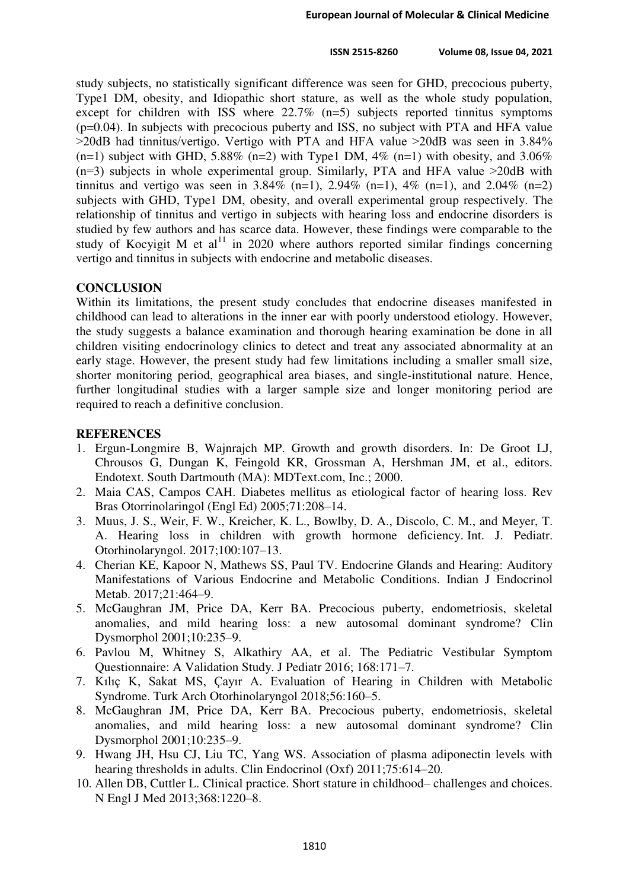study subjects, no statistically significant difference was seen for GHD, precocious puberty, Type1 DM, obesity, and Idiopathic short stature, as well as the whole study population, except for children with ISS where 22.7% (n=5) subjects reported tinnitus symptoms (p=0.04). In subjects with precocious puberty and ISS, no subject with PTA and HFA value >20dB had tinnitus/vertigo. Vertigo with PTA and HFA value >20dB was seen in 3.84% (n=1) subject with GHD, 5.88% (n=2) with Type1 DM, 4% (n=1) with obesity, and 3.06% (n=3) subjects in whole experimental group. Similarly, PTA and HFA value >20dB with tinnitus and vertigo was seen in 3.84% (n=1), 2.94% (n=1), 4% (n=1), and 2.04% (n=2) subjects with GHD, Type1 DM, obesity, and overall experimental group respectively. The relationship of tinnitus and vertigo in subjects with hearing loss and endocrine disorders is studied by few authors and has scarce data. However, these findings were comparable to the study of Kocyigit M et al[11] in 2020 where authors reported similar findings concerning vertigo and tinnitus in subjects with endocrine and metabolic diseases.

## CONCLUSION

Within its limitations, the present study concludes that endocrine diseases manifested in childhood can lead to alterations in the inner ear with poorly understood etiology. However, the study suggests a balance examination and thorough hearing examination be done in all children visiting endocrinology clinics to detect and treat any associated abnormality at an early stage. However, the present study had few limitations including a smaller small size, shorter monitoring period, geographical area biases, and single-institutional nature. Hence, further longitudinal studies with a larger sample size and longer monitoring period are required to reach a definitive conclusion.

## REFERENCES

1. Ergun-Longmire B, Wajnrajch MP. Growth and growth disorders. In: De Groot LJ, Chrousos G, Dungan K, Feingold KR, Grossman A, Hershman JM, et al., editors. Endotext. South Dartmouth (MA): MDText.com, Inc.; 2000.
2. Maia CAS, Campos CAH. Diabetes mellitus as etiological factor of hearing loss. Rev Bras Otorrinolaringol (Engl Ed) 2005;71:208–14.
3. Muus, J. S., Weir, F. W., Kreicher, K. L., Bowlby, D. A., Discolo, C. M., and Meyer, T. A. Hearing loss in children with growth hormone deficiency. Int. J. Pediatr. Otorhinolaryngol. 2017;100:107–13.
4. Cherian KE, Kapoor N, Mathews SS, Paul TV. Endocrine Glands and Hearing: Auditory Manifestations of Various Endocrine and Metabolic Conditions. Indian J Endocrinol Metab. 2017;21:464–9.
5. McGaughran JM, Price DA, Kerr BA. Precocious puberty, endometriosis, skeletal anomalies, and mild hearing loss: a new autosomal dominant syndrome? Clin Dysmorphol 2001;10:235–9.
6. Pavlou M, Whitney S, Alkathiry AA, et al. The Pediatric Vestibular Symptom Questionnaire: A Validation Study. J Pediatr 2016; 168:171–7.
7. Kılıç K, Sakat MS, Çayır A. Evaluation of Hearing in Children with Metabolic Syndrome. Turk Arch Otorhinolaryngol 2018;56:160–5.
8. McGaughran JM, Price DA, Kerr BA. Precocious puberty, endometriosis, skeletal anomalies, and mild hearing loss: a new autosomal dominant syndrome? Clin Dysmorphol 2001;10:235–9.
9. Hwang JH, Hsu CJ, Liu TC, Yang WS. Association of plasma adiponectin levels with hearing thresholds in adults. Clin Endocrinol (Oxf) 2011;75:614–20.
10. Allen DB, Cuttler L. Clinical practice. Short stature in childhood– challenges and choices. N Engl J Med 2013;368:1220–8.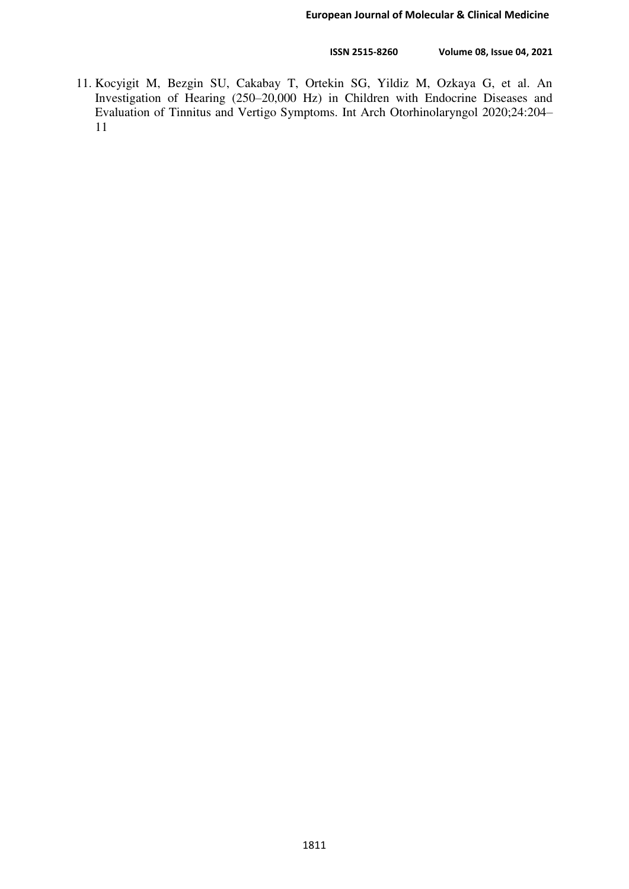11. Kocyigit M, Bezgin SU, Cakabay T, Ortekin SG, Yildiz M, Ozkaya G, et al. An Investigation of Hearing (250–20,000 Hz) in Children with Endocrine Diseases and Evaluation of Tinnitus and Vertigo Symptoms. Int Arch Otorhinolaryngol 2020;24:204–11